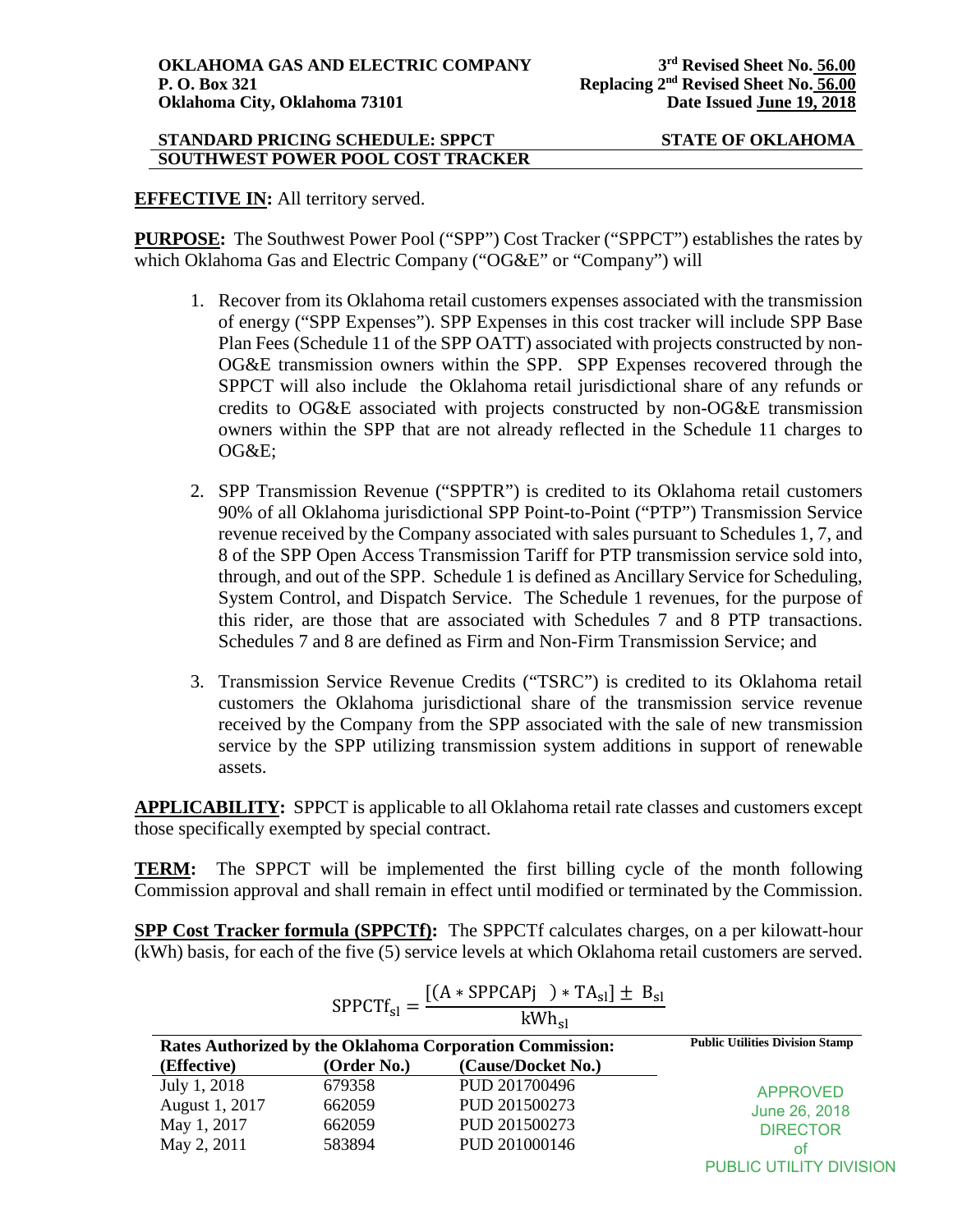**OKLAHOMA GAS AND ELECTRIC COMPANY**
**P. O. Box 321**
**Oklahoma City, Oklahoma 73101**

**3rd Revised Sheet No. 56.00**
**Replacing 2nd Revised Sheet No. 56.00**
**Date Issued June 19, 2018**

**STANDARD PRICING SCHEDULE: SPPCT**
**SOUTHWEST POWER POOL COST TRACKER**

**STATE OF OKLAHOMA**

**EFFECTIVE IN:** All territory served.

**PURPOSE:** The Southwest Power Pool ("SPP") Cost Tracker ("SPPCT") establishes the rates by which Oklahoma Gas and Electric Company ("OG&E" or "Company") will

1. Recover from its Oklahoma retail customers expenses associated with the transmission of energy ("SPP Expenses"). SPP Expenses in this cost tracker will include SPP Base Plan Fees (Schedule 11 of the SPP OATT) associated with projects constructed by non-OG&E transmission owners within the SPP. SPP Expenses recovered through the SPPCT will also include the Oklahoma retail jurisdictional share of any refunds or credits to OG&E associated with projects constructed by non-OG&E transmission owners within the SPP that are not already reflected in the Schedule 11 charges to OG&E;

2. SPP Transmission Revenue ("SPPTR") is credited to its Oklahoma retail customers 90% of all Oklahoma jurisdictional SPP Point-to-Point ("PTP") Transmission Service revenue received by the Company associated with sales pursuant to Schedules 1, 7, and 8 of the SPP Open Access Transmission Tariff for PTP transmission service sold into, through, and out of the SPP. Schedule 1 is defined as Ancillary Service for Scheduling, System Control, and Dispatch Service. The Schedule 1 revenues, for the purpose of this rider, are those that are associated with Schedules 7 and 8 PTP transactions. Schedules 7 and 8 are defined as Firm and Non-Firm Transmission Service; and

3. Transmission Service Revenue Credits ("TSRC") is credited to its Oklahoma retail customers the Oklahoma jurisdictional share of the transmission service revenue received by the Company from the SPP associated with the sale of new transmission service by the SPP utilizing transmission system additions in support of renewable assets.

**APPLICABILITY:** SPPCT is applicable to all Oklahoma retail rate classes and customers except those specifically exempted by special contract.

**TERM:** The SPPCT will be implemented the first billing cycle of the month following Commission approval and shall remain in effect until modified or terminated by the Commission.

**SPP Cost Tracker formula (SPPCTf):** The SPPCTf calculates charges, on a per kilowatt-hour (kWh) basis, for each of the five (5) service levels at which Oklahoma retail customers are served.

$$\text{SPPCTf}_{\text{sl}} = \frac{[(\text{A} * \text{SPPCAPj}\ \ ) * \text{TA}_{\text{sl}}] \pm \text{B}_{\text{sl}}}{\text{kWh}_{\text{sl}}}$$

| Rates Authorized by the Oklahoma Corporation Commission: | | |
|---|---|---|
| **(Effective)** | **(Order No.)** | **(Cause/Docket No.)** |
| July 1, 2018 | 679358 | PUD 201700496 |
| August 1, 2017 | 662059 | PUD 201500273 |
| May 1, 2017 | 662059 | PUD 201500273 |
| May 2, 2011 | 583894 | PUD 201000146 |

**Public Utilities Division Stamp**

APPROVED
June 26, 2018
DIRECTOR
of
PUBLIC UTILITY DIVISION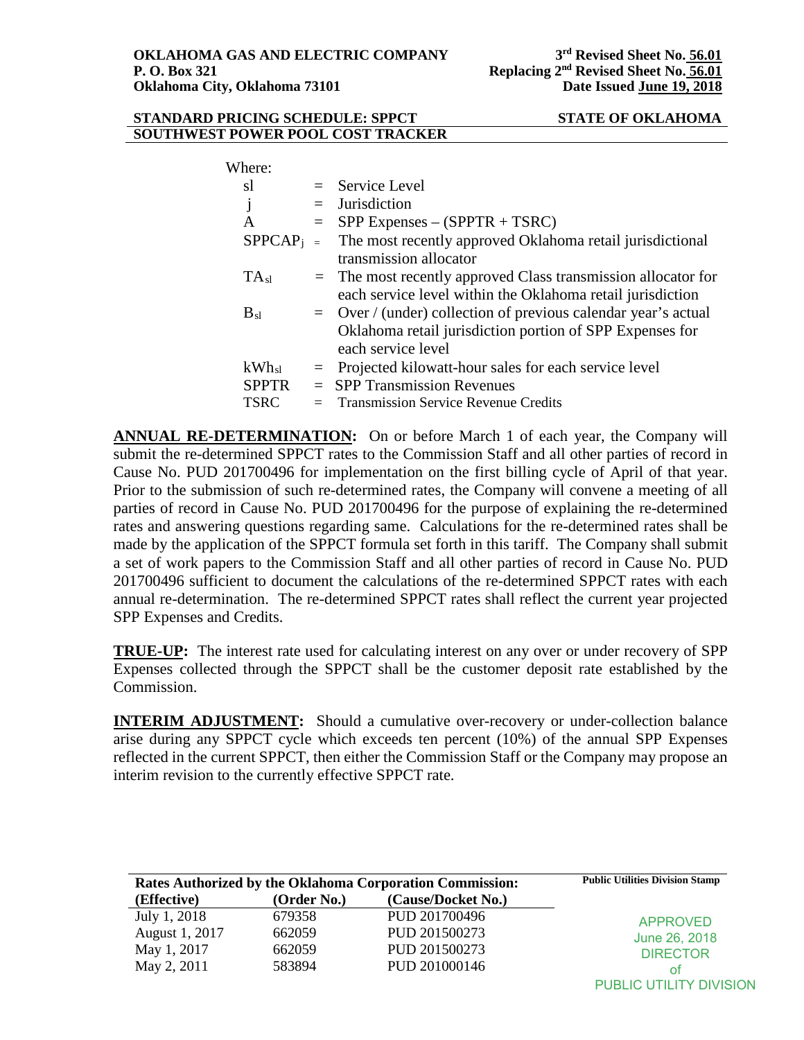**OKLAHOMA GAS AND ELECTRIC COMPANY**
**P. O. Box 321**
**Oklahoma City, Oklahoma 73101**

**3rd Revised Sheet No. 56.01**
**Replacing 2nd Revised Sheet No. 56.01**
**Date Issued June 19, 2018**

**STANDARD PRICING SCHEDULE: SPPCT** **STATE OF OKLAHOMA**
**SOUTHWEST POWER POOL COST TRACKER**

Where:

| | | |
|---|---|---|
| sl | = | Service Level |
| j | = | Jurisdiction |
| A | = | SPP Expenses – (SPPTR + TSRC) |
| $SPPCAP_j$ | = | The most recently approved Oklahoma retail jurisdictional transmission allocator |
| $TA_{sl}$ | = | The most recently approved Class transmission allocator for each service level within the Oklahoma retail jurisdiction |
| $B_{sl}$ | = | Over / (under) collection of previous calendar year's actual Oklahoma retail jurisdiction portion of SPP Expenses for each service level |
| $kWh_{sl}$ | = | Projected kilowatt-hour sales for each service level |
| SPPTR | = | SPP Transmission Revenues |
| TSRC | = | Transmission Service Revenue Credits |

**ANNUAL RE-DETERMINATION:** On or before March 1 of each year, the Company will submit the re-determined SPPCT rates to the Commission Staff and all other parties of record in Cause No. PUD 201700496 for implementation on the first billing cycle of April of that year. Prior to the submission of such re-determined rates, the Company will convene a meeting of all parties of record in Cause No. PUD 201700496 for the purpose of explaining the re-determined rates and answering questions regarding same. Calculations for the re-determined rates shall be made by the application of the SPPCT formula set forth in this tariff. The Company shall submit a set of work papers to the Commission Staff and all other parties of record in Cause No. PUD 201700496 sufficient to document the calculations of the re-determined SPPCT rates with each annual re-determination. The re-determined SPPCT rates shall reflect the current year projected SPP Expenses and Credits.

**TRUE-UP:** The interest rate used for calculating interest on any over or under recovery of SPP Expenses collected through the SPPCT shall be the customer deposit rate established by the Commission.

**INTERIM ADJUSTMENT:** Should a cumulative over-recovery or under-collection balance arise during any SPPCT cycle which exceeds ten percent (10%) of the annual SPP Expenses reflected in the current SPPCT, then either the Commission Staff or the Company may propose an interim revision to the currently effective SPPCT rate.

| Rates Authorized by the Oklahoma Corporation Commission: | | |
|---|---|---|
| **(Effective)** | **(Order No.)** | **(Cause/Docket No.)** |
| July 1, 2018 | 679358 | PUD 201700496 |
| August 1, 2017 | 662059 | PUD 201500273 |
| May 1, 2017 | 662059 | PUD 201500273 |
| May 2, 2011 | 583894 | PUD 201000146 |

**Public Utilities Division Stamp**

APPROVED
June 26, 2018
DIRECTOR
of
PUBLIC UTILITY DIVISION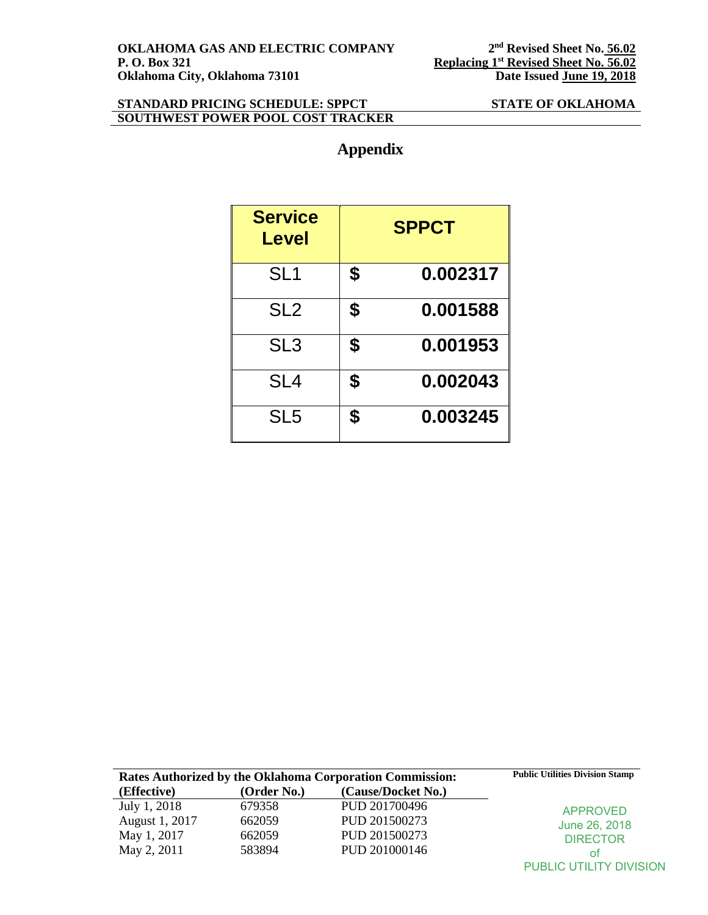OKLAHOMA GAS AND ELECTRIC COMPANY
P. O. Box 321
Oklahoma City, Oklahoma 73101

2nd Revised Sheet No. 56.02
Replacing 1st Revised Sheet No. 56.02
Date Issued June 19, 2018

STANDARD PRICING SCHEDULE: SPPCT
SOUTHWEST POWER POOL COST TRACKER

STATE OF OKLAHOMA

# Appendix

| Service Level | SPPCT | |
|---|---|---|
| SL1 | $ | 0.002317 |
| SL2 | $ | 0.001588 |
| SL3 | $ | 0.001953 |
| SL4 | $ | 0.002043 |
| SL5 | $ | 0.003245 |

**Rates Authorized by the Oklahoma Corporation Commission:**

| (Effective) | (Order No.) | (Cause/Docket No.) |
|---|---|---|
| July 1, 2018 | 679358 | PUD 201700496 |
| August 1, 2017 | 662059 | PUD 201500273 |
| May 1, 2017 | 662059 | PUD 201500273 |
| May 2, 2011 | 583894 | PUD 201000146 |

Public Utilities Division Stamp

APPROVED
June 26, 2018
DIRECTOR
of
PUBLIC UTILITY DIVISION